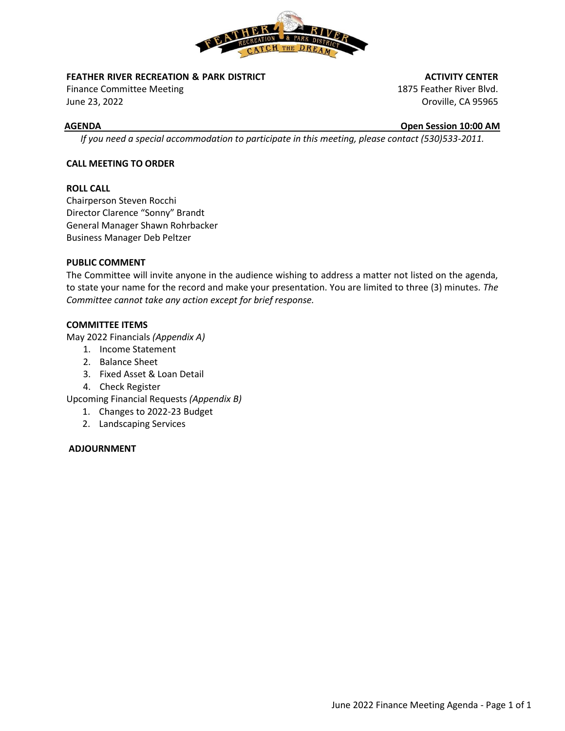**FEATHER RIVER RECREATION & PARK DISTRICT**
Finance Committee Meeting
June 23, 2022

**ACTIVITY CENTER**
1875 Feather River Blvd.
Oroville, CA 95965

**AGENDA** **Open Session 10:00 AM**

*If you need a special accommodation to participate in this meeting, please contact (530)533-2011.*

**CALL MEETING TO ORDER**

**ROLL CALL**
Chairperson Steven Rocchi
Director Clarence "Sonny" Brandt
General Manager Shawn Rohrbacker
Business Manager Deb Peltzer

**PUBLIC COMMENT**
The Committee will invite anyone in the audience wishing to address a matter not listed on the agenda, to state your name for the record and make your presentation. You are limited to three (3) minutes. *The Committee cannot take any action except for brief response.*

**COMMITTEE ITEMS**
May 2022 Financials *(Appendix A)*
1. Income Statement
2. Balance Sheet
3. Fixed Asset & Loan Detail
4. Check Register

Upcoming Financial Requests *(Appendix B)*
1. Changes to 2022-23 Budget
2. Landscaping Services

**ADJOURNMENT**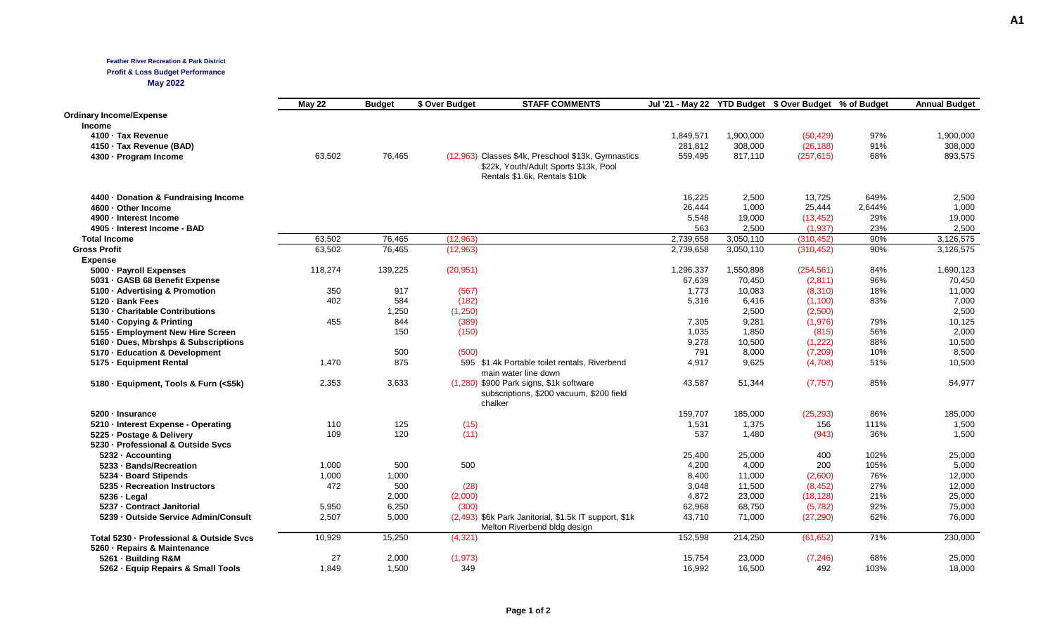A1

**Feather River Recreation & Park District**
**Profit & Loss Budget Performance**
**May 2022**

| | May 22 | Budget | $ Over Budget | STAFF COMMENTS | Jul '21 - May 22 | YTD Budget | $ Over Budget | % of Budget | Annual Budget |
|---|---|---|---|---|---|---|---|---|---|
| **Ordinary Income/Expense** | | | | | | | | | |
| **Income** | | | | | | | | | |
| **4100 · Tax Revenue** | | | | | 1,849,571 | 1,900,000 | (50,429) | 97% | 1,900,000 |
| **4150 · Tax Revenue (BAD)** | | | | | 281,812 | 308,000 | (26,188) | 91% | 308,000 |
| **4300 · Program Income** | 63,502 | 76,465 | (12,963) | Classes $4k, Preschool $13k, Gymnastics $22k, Youth/Adult Sports $13k, Pool Rentals $1.6k, Rentals $10k | 559,495 | 817,110 | (257,615) | 68% | 893,575 |
| **4400 · Donation & Fundraising Income** | | | | | 16,225 | 2,500 | 13,725 | 649% | 2,500 |
| **4600 · Other Income** | | | | | 26,444 | 1,000 | 25,444 | 2,644% | 1,000 |
| **4900 · Interest Income** | | | | | 5,548 | 19,000 | (13,452) | 29% | 19,000 |
| **4905 · Interest Income - BAD** | | | | | 563 | 2,500 | (1,937) | 23% | 2,500 |
| **Total Income** | 63,502 | 76,465 | (12,963) | | 2,739,658 | 3,050,110 | (310,452) | 90% | 3,126,575 |
| **Gross Profit** | 63,502 | 76,465 | (12,963) | | 2,739,658 | 3,050,110 | (310,452) | 90% | 3,126,575 |
| **Expense** | | | | | | | | | |
| **5000 · Payroll Expenses** | 118,274 | 139,225 | (20,951) | | 1,296,337 | 1,550,898 | (254,561) | 84% | 1,690,123 |
| **5031 · GASB 68 Benefit Expense** | | | | | 67,639 | 70,450 | (2,811) | 96% | 70,450 |
| **5100 · Advertising & Promotion** | 350 | 917 | (567) | | 1,773 | 10,083 | (8,310) | 18% | 11,000 |
| **5120 · Bank Fees** | 402 | 584 | (182) | | 5,316 | 6,416 | (1,100) | 83% | 7,000 |
| **5130 · Charitable Contributions** | | 1,250 | (1,250) | | | 2,500 | (2,500) | | 2,500 |
| **5140 · Copying & Printing** | 455 | 844 | (389) | | 7,305 | 9,281 | (1,976) | 79% | 10,125 |
| **5155 · Employment New Hire Screen** | | 150 | (150) | | 1,035 | 1,850 | (815) | 56% | 2,000 |
| **5160 · Dues, Mbrshps & Subscriptions** | | | | | 9,278 | 10,500 | (1,222) | 88% | 10,500 |
| **5170 · Education & Development** | | 500 | (500) | | 791 | 8,000 | (7,209) | 10% | 8,500 |
| **5175 · Equipment Rental** | 1,470 | 875 | 595 | $1.4k Portable toilet rentals, Riverbend main water line down | 4,917 | 9,625 | (4,708) | 51% | 10,500 |
| **5180 · Equipment, Tools & Furn (<$5k)** | 2,353 | 3,633 | (1,280) | $900 Park signs, $1k software subscriptions, $200 vacuum, $200 field chalker | 43,587 | 51,344 | (7,757) | 85% | 54,977 |
| **5200 · Insurance** | | | | | 159,707 | 185,000 | (25,293) | 86% | 185,000 |
| **5210 · Interest Expense - Operating** | 110 | 125 | (15) | | 1,531 | 1,375 | 156 | 111% | 1,500 |
| **5225 · Postage & Delivery** | 109 | 120 | (11) | | 537 | 1,480 | (943) | 36% | 1,500 |
| **5230 · Professional & Outside Svcs** | | | | | | | | | |
| **5232 · Accounting** | | | | | 25,400 | 25,000 | 400 | 102% | 25,000 |
| **5233 · Bands/Recreation** | 1,000 | 500 | 500 | | 4,200 | 4,000 | 200 | 105% | 5,000 |
| **5234 · Board Stipends** | 1,000 | 1,000 | | | 8,400 | 11,000 | (2,600) | 76% | 12,000 |
| **5235 · Recreation Instructors** | 472 | 500 | (28) | | 3,048 | 11,500 | (8,452) | 27% | 12,000 |
| **5236 · Legal** | | 2,000 | (2,000) | | 4,872 | 23,000 | (18,128) | 21% | 25,000 |
| **5237 · Contract Janitorial** | 5,950 | 6,250 | (300) | | 62,968 | 68,750 | (5,782) | 92% | 75,000 |
| **5239 · Outside Service Admin/Consult** | 2,507 | 5,000 | (2,493) | $6k Park Janitorial, $1.5k IT support, $1k Melton Riverbend bldg design | 43,710 | 71,000 | (27,290) | 62% | 76,000 |
| **Total 5230 · Professional & Outside Svcs** | 10,929 | 15,250 | (4,321) | | 152,598 | 214,250 | (61,652) | 71% | 230,000 |
| **5260 · Repairs & Maintenance** | | | | | | | | | |
| **5261 · Building R&M** | 27 | 2,000 | (1,973) | | 15,754 | 23,000 | (7,246) | 68% | 25,000 |
| **5262 · Equip Repairs & Small Tools** | 1,849 | 1,500 | 349 | | 16,992 | 16,500 | 492 | 103% | 18,000 |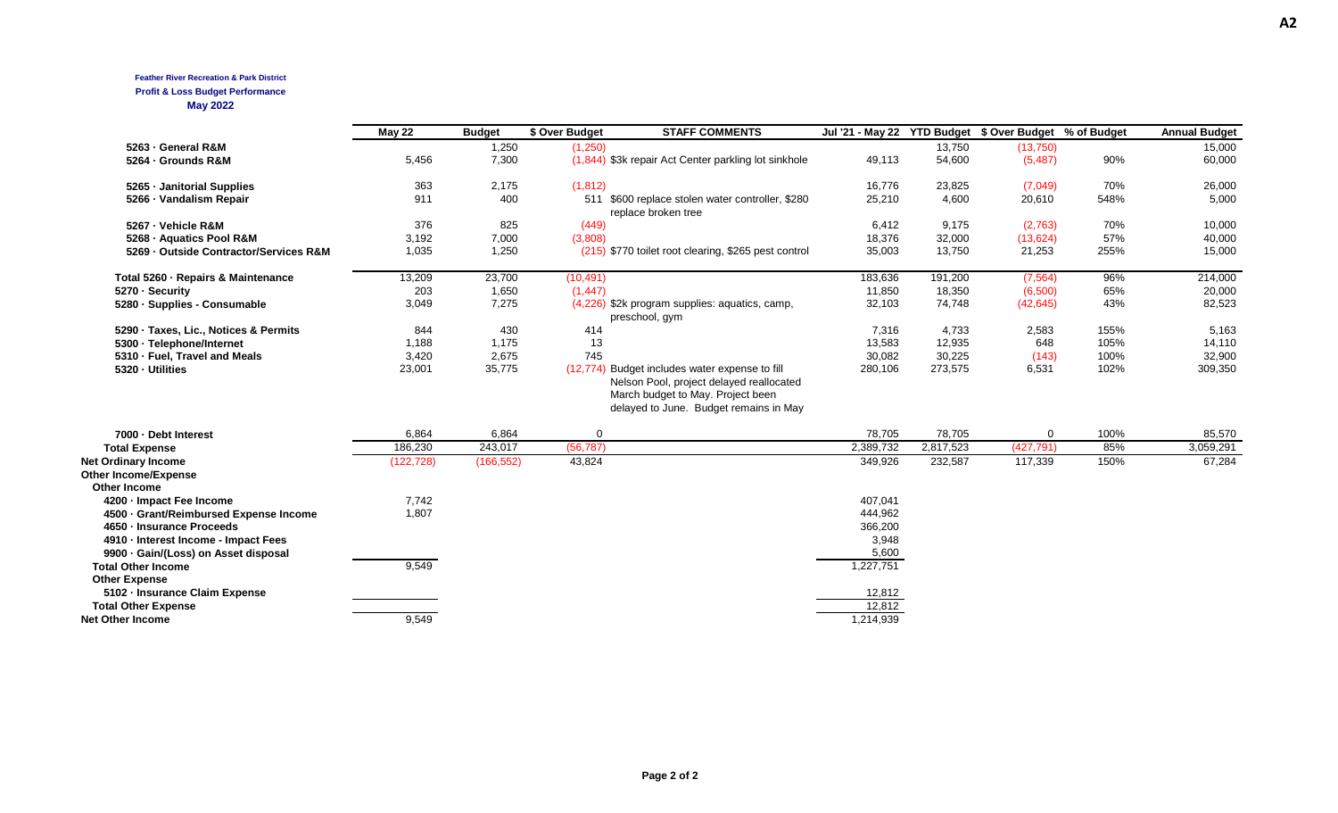**A2**

**Feather River Recreation & Park District**
**Profit & Loss Budget Performance**
**May 2022**

| | May 22 | Budget | $ Over Budget | STAFF COMMENTS | Jul '21 - May 22 | YTD Budget | $ Over Budget | % of Budget | Annual Budget |
|---|---|---|---|---|---|---|---|---|---|
| 5263 · General R&M | | 1,250 | (1,250) | | | 13,750 | (13,750) | | 15,000 |
| 5264 · Grounds R&M | 5,456 | 7,300 | (1,844) | $3k repair Act Center parkling lot sinkhole | 49,113 | 54,600 | (5,487) | 90% | 60,000 |
| 5265 · Janitorial Supplies | 363 | 2,175 | (1,812) | | 16,776 | 23,825 | (7,049) | 70% | 26,000 |
| 5266 · Vandalism Repair | 911 | 400 | 511 | $600 replace stolen water controller, $280 replace broken tree | 25,210 | 4,600 | 20,610 | 548% | 5,000 |
| 5267 · Vehicle R&M | 376 | 825 | (449) | | 6,412 | 9,175 | (2,763) | 70% | 10,000 |
| 5268 · Aquatics Pool R&M | 3,192 | 7,000 | (3,808) | | 18,376 | 32,000 | (13,624) | 57% | 40,000 |
| 5269 · Outside Contractor/Services R&M | 1,035 | 1,250 | (215) | $770 toilet root clearing, $265 pest control | 35,003 | 13,750 | 21,253 | 255% | 15,000 |
| Total 5260 · Repairs & Maintenance | 13,209 | 23,700 | (10,491) | | 183,636 | 191,200 | (7,564) | 96% | 214,000 |
| 5270 · Security | 203 | 1,650 | (1,447) | | 11,850 | 18,350 | (6,500) | 65% | 20,000 |
| 5280 · Supplies - Consumable | 3,049 | 7,275 | (4,226) | $2k program supplies: aquatics, camp, preschool, gym | 32,103 | 74,748 | (42,645) | 43% | 82,523 |
| 5290 · Taxes, Lic., Notices & Permits | 844 | 430 | 414 | | 7,316 | 4,733 | 2,583 | 155% | 5,163 |
| 5300 · Telephone/Internet | 1,188 | 1,175 | 13 | | 13,583 | 12,935 | 648 | 105% | 14,110 |
| 5310 · Fuel, Travel and Meals | 3,420 | 2,675 | 745 | | 30,082 | 30,225 | (143) | 100% | 32,900 |
| 5320 · Utilities | 23,001 | 35,775 | (12,774) | Budget includes water expense to fill Nelson Pool, project delayed reallocated March budget to May. Project been delayed to June. Budget remains in May | 280,106 | 273,575 | 6,531 | 102% | 309,350 |
| 7000 · Debt Interest | 6,864 | 6,864 | 0 | | 78,705 | 78,705 | 0 | 100% | 85,570 |
| Total Expense | 186,230 | 243,017 | (56,787) | | 2,389,732 | 2,817,523 | (427,791) | 85% | 3,059,291 |
| Net Ordinary Income | (122,728) | (166,552) | 43,824 | | 349,926 | 232,587 | 117,339 | 150% | 67,284 |
| Other Income/Expense | | | | | | | | | |
| Other Income | | | | | | | | | |
| 4200 · Impact Fee Income | 7,742 | | | | 407,041 | | | | |
| 4500 · Grant/Reimbursed Expense Income | 1,807 | | | | 444,962 | | | | |
| 4650 · Insurance Proceeds | | | | | 366,200 | | | | |
| 4910 · Interest Income - Impact Fees | | | | | 3,948 | | | | |
| 9900 · Gain/(Loss) on Asset disposal | | | | | 5,600 | | | | |
| Total Other Income | 9,549 | | | | 1,227,751 | | | | |
| Other Expense | | | | | | | | | |
| 5102 · Insurance Claim Expense | | | | | 12,812 | | | | |
| Total Other Expense | | | | | 12,812 | | | | |
| Net Other Income | 9,549 | | | | 1,214,939 | | | | |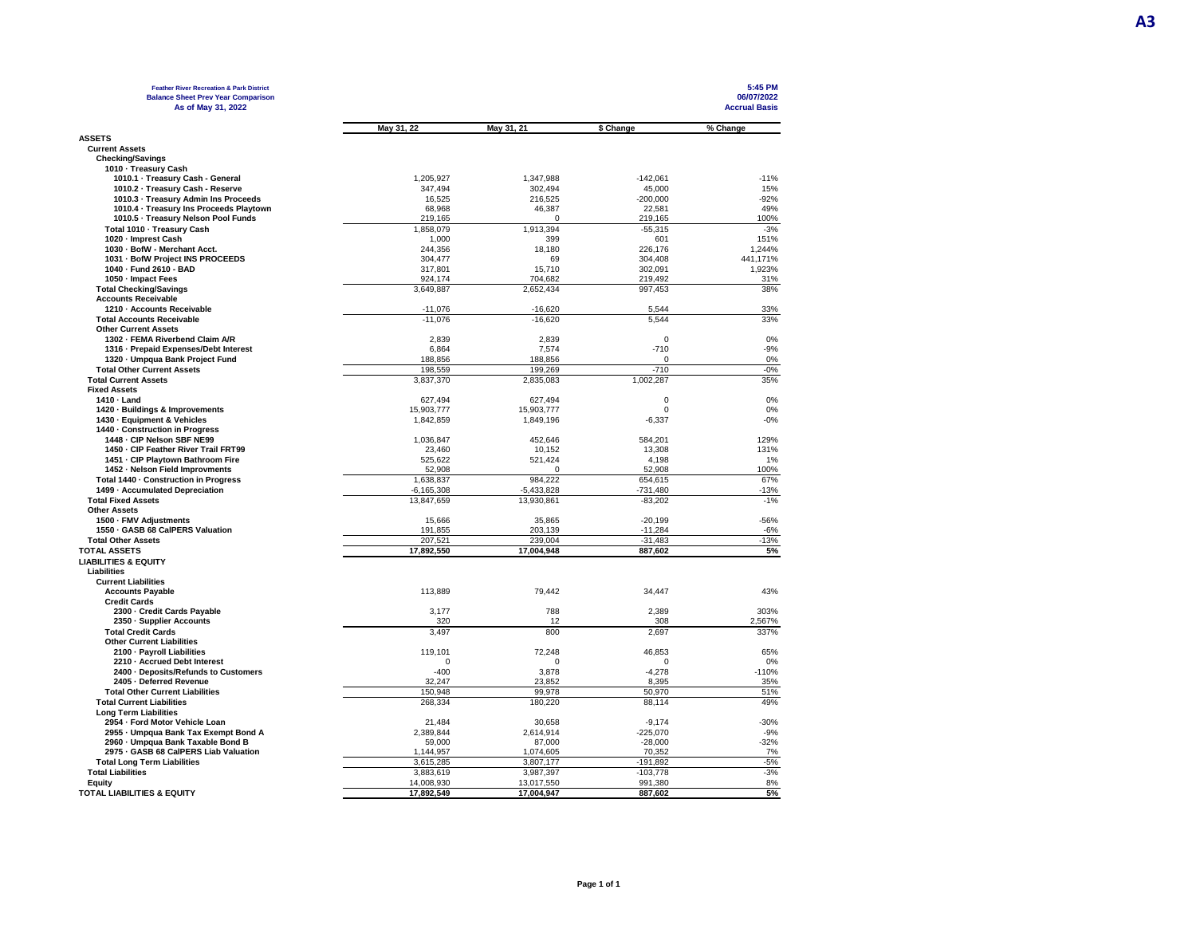**A3**

**Feather River Recreation & Park District**
**Balance Sheet Prev Year Comparison**
**As of May 31, 2022**

**5:45 PM**
**06/07/2022**
**Accrual Basis**

| | May 31, 22 | May 31, 21 | $ Change | % Change |
|---|---|---|---|---|
| **ASSETS** | | | | |
| **Current Assets** | | | | |
| **Checking/Savings** | | | | |
| **1010 · Treasury Cash** | | | | |
| 1010.1 · Treasury Cash - General | 1,205,927 | 1,347,988 | -142,061 | -11% |
| 1010.2 · Treasury Cash - Reserve | 347,494 | 302,494 | 45,000 | 15% |
| 1010.3 · Treasury Admin Ins Proceeds | 16,525 | 216,525 | -200,000 | -92% |
| 1010.4 · Treasury Ins Proceeds Playtown | 68,968 | 46,387 | 22,581 | 49% |
| 1010.5 · Treasury Nelson Pool Funds | 219,165 | 0 | 219,165 | 100% |
| **Total 1010 · Treasury Cash** | 1,858,079 | 1,913,394 | -55,315 | -3% |
| 1020 · Imprest Cash | 1,000 | 399 | 601 | 151% |
| 1030 · BofW - Merchant Acct. | 244,356 | 18,180 | 226,176 | 1,244% |
| 1031 · BofW Project INS PROCEEDS | 304,477 | 69 | 304,408 | 441,171% |
| 1040 · Fund 2610 - BAD | 317,801 | 15,710 | 302,091 | 1,923% |
| 1050 · Impact Fees | 924,174 | 704,682 | 219,492 | 31% |
| **Total Checking/Savings** | 3,649,887 | 2,652,434 | 997,453 | 38% |
| **Accounts Receivable** | | | | |
| 1210 · Accounts Receivable | -11,076 | -16,620 | 5,544 | 33% |
| **Total Accounts Receivable** | -11,076 | -16,620 | 5,544 | 33% |
| **Other Current Assets** | | | | |
| 1302 · FEMA Riverbend Claim A/R | 2,839 | 2,839 | 0 | 0% |
| 1316 · Prepaid Expenses/Debt Interest | 6,864 | 7,574 | -710 | -9% |
| 1320 · Umpqua Bank Project Fund | 188,856 | 188,856 | 0 | 0% |
| **Total Other Current Assets** | 198,559 | 199,269 | -710 | -0% |
| **Total Current Assets** | 3,837,370 | 2,835,083 | 1,002,287 | 35% |
| **Fixed Assets** | | | | |
| 1410 · Land | 627,494 | 627,494 | 0 | 0% |
| 1420 · Buildings & Improvements | 15,903,777 | 15,903,777 | 0 | 0% |
| 1430 · Equipment & Vehicles | 1,842,859 | 1,849,196 | -6,337 | -0% |
| **1440 · Construction in Progress** | | | | |
| 1448 · CIP Nelson SBF NE99 | 1,036,847 | 452,646 | 584,201 | 129% |
| 1450 · CIP Feather River Trail FRT99 | 23,460 | 10,152 | 13,308 | 131% |
| 1451 · CIP Playtown Bathroom Fire | 525,622 | 521,424 | 4,198 | 1% |
| 1452 · Nelson Field Improvments | 52,908 | 0 | 52,908 | 100% |
| **Total 1440 · Construction in Progress** | 1,638,837 | 984,222 | 654,615 | 67% |
| 1499 · Accumulated Depreciation | -6,165,308 | -5,433,828 | -731,480 | -13% |
| **Total Fixed Assets** | 13,847,659 | 13,930,861 | -83,202 | -1% |
| **Other Assets** | | | | |
| 1500 · FMV Adjustments | 15,666 | 35,865 | -20,199 | -56% |
| 1550 · GASB 68 CalPERS Valuation | 191,855 | 203,139 | -11,284 | -6% |
| **Total Other Assets** | 207,521 | 239,004 | -31,483 | -13% |
| **TOTAL ASSETS** | **17,892,550** | **17,004,948** | **887,602** | **5%** |
| **LIABILITIES & EQUITY** | | | | |
| **Liabilities** | | | | |
| **Current Liabilities** | | | | |
| Accounts Payable | 113,889 | 79,442 | 34,447 | 43% |
| **Credit Cards** | | | | |
| 2300 · Credit Cards Payable | 3,177 | 788 | 2,389 | 303% |
| 2350 · Supplier Accounts | 320 | 12 | 308 | 2,567% |
| **Total Credit Cards** | 3,497 | 800 | 2,697 | 337% |
| **Other Current Liabilities** | | | | |
| 2100 · Payroll Liabilities | 119,101 | 72,248 | 46,853 | 65% |
| 2210 · Accrued Debt Interest | 0 | 0 | 0 | 0% |
| 2400 · Deposits/Refunds to Customers | -400 | 3,878 | -4,278 | -110% |
| 2405 · Deferred Revenue | 32,247 | 23,852 | 8,395 | 35% |
| **Total Other Current Liabilities** | 150,948 | 99,978 | 50,970 | 51% |
| **Total Current Liabilities** | 268,334 | 180,220 | 88,114 | 49% |
| **Long Term Liabilities** | | | | |
| 2954 · Ford Motor Vehicle Loan | 21,484 | 30,658 | -9,174 | -30% |
| 2955 · Umpqua Bank Tax Exempt Bond A | 2,389,844 | 2,614,914 | -225,070 | -9% |
| 2960 · Umpqua Bank Taxable Bond B | 59,000 | 87,000 | -28,000 | -32% |
| 2975 · GASB 68 CalPERS Liab Valuation | 1,144,957 | 1,074,605 | 70,352 | 7% |
| **Total Long Term Liabilities** | 3,615,285 | 3,807,177 | -191,892 | -5% |
| **Total Liabilities** | 3,883,619 | 3,987,397 | -103,778 | -3% |
| **Equity** | 14,008,930 | 13,017,550 | 991,380 | 8% |
| **TOTAL LIABILITIES & EQUITY** | **17,892,549** | **17,004,947** | **887,602** | **5%** |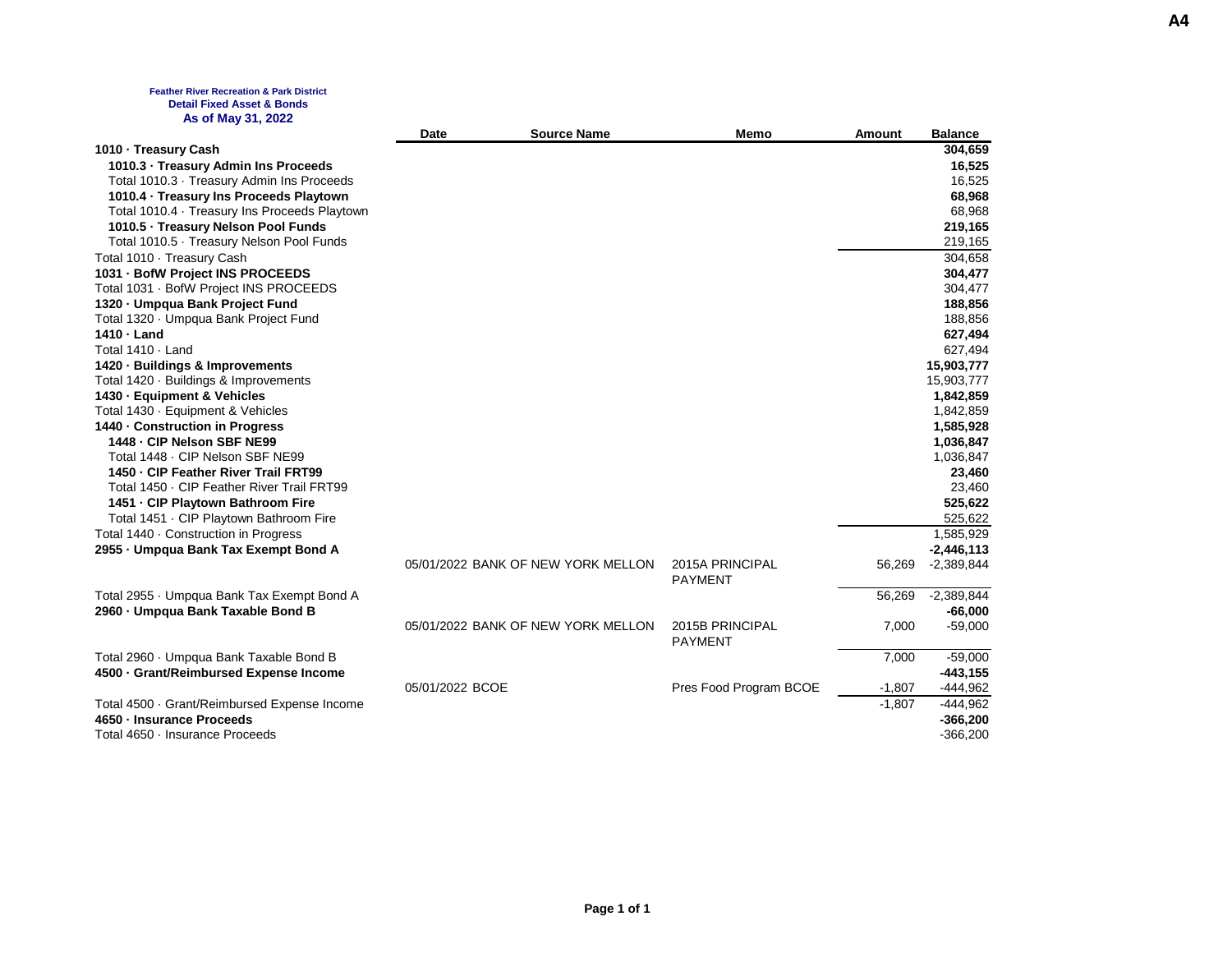A4

**Feather River Recreation & Park District**
**Detail Fixed Asset & Bonds**
**As of May 31, 2022**

| | Date | Source Name | Memo | Amount | Balance |
|---|---|---|---|---|---|
| **1010 · Treasury Cash** | | | | | **304,659** |
| **1010.3 · Treasury Admin Ins Proceeds** | | | | | **16,525** |
| Total 1010.3 · Treasury Admin Ins Proceeds | | | | | 16,525 |
| **1010.4 · Treasury Ins Proceeds Playtown** | | | | | **68,968** |
| Total 1010.4 · Treasury Ins Proceeds Playtown | | | | | 68,968 |
| **1010.5 · Treasury Nelson Pool Funds** | | | | | **219,165** |
| Total 1010.5 · Treasury Nelson Pool Funds | | | | | 219,165 |
| Total 1010 · Treasury Cash | | | | | 304,658 |
| **1031 · BofW Project INS PROCEEDS** | | | | | **304,477** |
| Total 1031 · BofW Project INS PROCEEDS | | | | | 304,477 |
| **1320 · Umpqua Bank Project Fund** | | | | | **188,856** |
| Total 1320 · Umpqua Bank Project Fund | | | | | 188,856 |
| **1410 · Land** | | | | | **627,494** |
| Total 1410 · Land | | | | | 627,494 |
| **1420 · Buildings & Improvements** | | | | | **15,903,777** |
| Total 1420 · Buildings & Improvements | | | | | 15,903,777 |
| **1430 · Equipment & Vehicles** | | | | | **1,842,859** |
| Total 1430 · Equipment & Vehicles | | | | | 1,842,859 |
| **1440 · Construction in Progress** | | | | | **1,585,928** |
| **1448 · CIP Nelson SBF NE99** | | | | | **1,036,847** |
| Total 1448 · CIP Nelson SBF NE99 | | | | | 1,036,847 |
| **1450 · CIP Feather River Trail FRT99** | | | | | **23,460** |
| Total 1450 · CIP Feather River Trail FRT99 | | | | | 23,460 |
| **1451 · CIP Playtown Bathroom Fire** | | | | | **525,622** |
| Total 1451 · CIP Playtown Bathroom Fire | | | | | 525,622 |
| Total 1440 · Construction in Progress | | | | | 1,585,929 |
| **2955 · Umpqua Bank Tax Exempt Bond A** | | | | | **-2,446,113** |
| | 05/01/2022 | BANK OF NEW YORK MELLON | 2015A PRINCIPAL PAYMENT | 56,269 | -2,389,844 |
| Total 2955 · Umpqua Bank Tax Exempt Bond A | | | | 56,269 | -2,389,844 |
| **2960 · Umpqua Bank Taxable Bond B** | | | | | **-66,000** |
| | 05/01/2022 | BANK OF NEW YORK MELLON | 2015B PRINCIPAL PAYMENT | 7,000 | -59,000 |
| Total 2960 · Umpqua Bank Taxable Bond B | | | | 7,000 | -59,000 |
| **4500 · Grant/Reimbursed Expense Income** | | | | | **-443,155** |
| | 05/01/2022 | BCOE | Pres Food Program BCOE | -1,807 | -444,962 |
| Total 4500 · Grant/Reimbursed Expense Income | | | | -1,807 | -444,962 |
| **4650 · Insurance Proceeds** | | | | | **-366,200** |
| Total 4650 · Insurance Proceeds | | | | | -366,200 |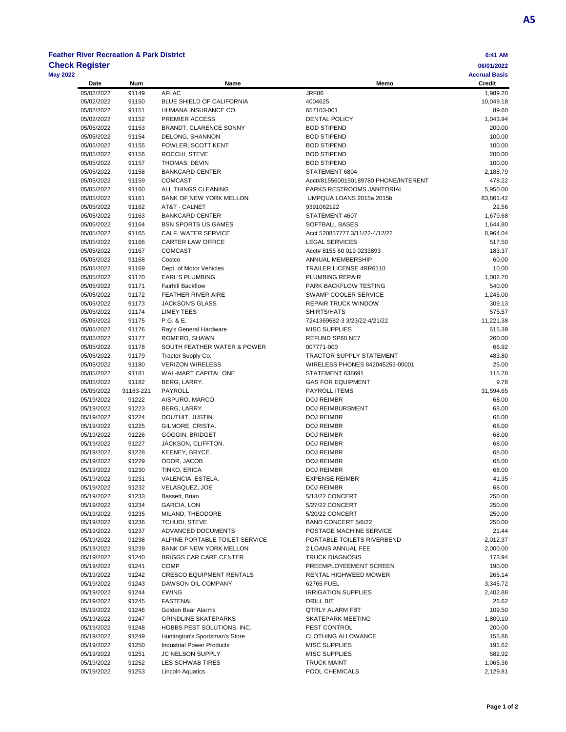**Feather River Recreation & Park District**

**Check Register**

**May 2022**

6:41 AM
06/01/2022
**Accrual Basis**

| Date | Num | Name | Memo | Credit |
|---|---|---|---|---|
| 05/02/2022 | 91149 | AFLAC | JRF86 | 1,989.20 |
| 05/02/2022 | 91150 | BLUE SHIELD OF CALIFORNIA | 4004625 | 10,049.18 |
| 05/02/2022 | 91151 | HUMANA INSURANCE CO. | 657103-001 | 89.60 |
| 05/02/2022 | 91152 | PREMIER ACCESS | DENTAL POLICY | 1,043.94 |
| 05/05/2022 | 91153 | BRANDT, CLARENCE SONNY | BOD STIPEND | 200.00 |
| 05/05/2022 | 91154 | DELONG, SHANNON | BOD STIPEND | 100.00 |
| 05/05/2022 | 91155 | FOWLER, SCOTT KENT | BOD STIPEND | 100.00 |
| 05/05/2022 | 91156 | ROCCHI, STEVE | BOD STIPEND | 200.00 |
| 05/05/2022 | 91157 | THOMAS, DEVIN | BOD STIPEND | 100.00 |
| 05/05/2022 | 91158 | BANKCARD CENTER | STATEMENT 6804 | 2,188.79 |
| 05/05/2022 | 91159 | COMCAST | Acct#8155600190189780 PHONE/INTERENT | 478.22 |
| 05/05/2022 | 91160 | ALL THINGS CLEANING | PARKS RESTROOMS JANITORIAL | 5,950.00 |
| 05/05/2022 | 91161 | BANK OF NEW YORK MELLON | UMPQUA LOANS 2015a 2015b | 83,861.42 |
| 05/05/2022 | 91162 | AT&T - CALNET | 9391062122 | 22.56 |
| 05/05/2022 | 91163 | BANKCARD CENTER | STATEMENT 4607 | 1,679.68 |
| 05/05/2022 | 91164 | BSN SPORTS US GAMES | SOFTBALL BASES | 1,644.80 |
| 05/05/2022 | 91165 | CALF. WATER SERVICE | Acct 520857777 3/11/22-4/12/22 | 8,964.04 |
| 05/05/2022 | 91166 | CARTER LAW OFFICE | LEGAL SERVICES | 517.50 |
| 05/05/2022 | 91167 | COMCAST | Acct# 8155 60 019 0233893 | 183.37 |
| 05/05/2022 | 91168 | Costco | ANNUAL MEMBERSHIP | 60.00 |
| 05/05/2022 | 91169 | Dept. of Motor Vehicles | TRAILER LICENSE 4RR6110 | 10.00 |
| 05/05/2022 | 91170 | EARL'S PLUMBING | PLUMBING REPAIR | 1,002.70 |
| 05/05/2022 | 91171 | Fairhill Backflow | PARK BACKFLOW TESTING | 540.00 |
| 05/05/2022 | 91172 | FEATHER RIVER AIRE | SWAMP COOLER SERVICE | 1,245.00 |
| 05/05/2022 | 91173 | JACKSON'S GLASS | REPAIR TRUCK WINDOW | 309.13 |
| 05/05/2022 | 91174 | LIMEY TEES | SHIRTS/HATS | 575.57 |
| 05/05/2022 | 91175 | P.G. & E. | 7241369682-3 3/23/22-4/21/22 | 11,221.38 |
| 05/05/2022 | 91176 | Ray's General Hardware | MISC SUPPLIES | 515.39 |
| 05/05/2022 | 91177 | ROMERO, SHAWN | REFUND SP60 NE7 | 260.00 |
| 05/05/2022 | 91178 | SOUTH FEATHER WATER & POWER | 007771-000 | 66.92 |
| 05/05/2022 | 91179 | Tractor Supply Co. | TRACTOR SUPPLY STATEMENT | 483.80 |
| 05/05/2022 | 91180 | VERIZON WIRELESS | WIRELESS PHONES 842045253-00001 | 25.00 |
| 05/05/2022 | 91181 | WAL-MART CAPITAL ONE | STATEMENT 638691 | 115.78 |
| 05/05/2022 | 91182 | BERG, LARRY. | GAS FOR EQUIPMENT | 9.78 |
| 05/05/2022 | 91183-221 | PAYROLL | PAYROLL ITEMS | 31,594.65 |
| 05/19/2022 | 91222 | AISPURO, MARCO | DOJ REIMBR | 68.00 |
| 05/19/2022 | 91223 | BERG, LARRY. | DOJ REIMBURSMENT | 68.00 |
| 05/19/2022 | 91224 | DOUTHIT, JUSTIN. | DOJ REIMBR | 68.00 |
| 05/19/2022 | 91225 | GILMORE, CRISTA. | DOJ REIMBR | 68.00 |
| 05/19/2022 | 91226 | GOGGIN, BRIDGET | DOJ REIMBR | 68.00 |
| 05/19/2022 | 91227 | JACKSON, CLIFFTON. | DOJ REIMBR | 68.00 |
| 05/19/2022 | 91228 | KEENEY, BRYCE. | DOJ REIMBR | 68.00 |
| 05/19/2022 | 91229 | ODOR, JACOB | DOJ REIMBR | 68.00 |
| 05/19/2022 | 91230 | TINKO, ERICA | DOJ REIMBR | 68.00 |
| 05/19/2022 | 91231 | VALENCIA, ESTELA. | EXPENSE REIMBR | 41.35 |
| 05/19/2022 | 91232 | VELASQUEZ, JOE | DOJ REIMBR | 68.00 |
| 05/19/2022 | 91233 | Bassett, Brian | 5/13/22 CONCERT | 250.00 |
| 05/19/2022 | 91234 | GARCIA, LON | 5/27/22 CONCERT | 250.00 |
| 05/19/2022 | 91235 | MILAND, THEODORE | 5/20/22 CONCERT | 250.00 |
| 05/19/2022 | 91236 | TCHUDI, STEVE | BAND CONCERT 5/6/22 | 250.00 |
| 05/19/2022 | 91237 | ADVANCED DOCUMENTS | POSTAGE MACHINE SERVICE | 21.44 |
| 05/19/2022 | 91238 | ALPINE PORTABLE TOILET SERVICE | PORTABLE TOILETS RIVERBEND | 2,012.37 |
| 05/19/2022 | 91239 | BANK OF NEW YORK MELLON | 2 LOANS ANNUAL FEE | 2,000.00 |
| 05/19/2022 | 91240 | BRIGGS CAR CARE CENTER | TRUCK DIAGNOSIS | 173.94 |
| 05/19/2022 | 91241 | COMP | PREEMPLOYEEMENT SCREEN | 190.00 |
| 05/19/2022 | 91242 | CRESCO EQUIPMENT RENTALS | RENTAL HIGHWEED MOWER | 265.14 |
| 05/19/2022 | 91243 | DAWSON OIL COMPANY | 62765 FUEL | 3,345.72 |
| 05/19/2022 | 91244 | EWING | IRRIGATION SUPPLIES | 2,402.88 |
| 05/19/2022 | 91245 | FASTENAL | DRILL BIT | 26.62 |
| 05/19/2022 | 91246 | Golden Bear Alarms | QTRLY ALARM FBT | 109.50 |
| 05/19/2022 | 91247 | GRINDLINE SKATEPARKS | SKATEPARK MEETING | 1,800.10 |
| 05/19/2022 | 91248 | HOBBS PEST SOLUTIONS, INC. | PEST CONTROL | 200.00 |
| 05/19/2022 | 91249 | Huntington's Sportsman's Store | CLOTHING ALLOWANCE | 155.86 |
| 05/19/2022 | 91250 | Industrial Power Products | MISC SUPPLIES | 191.62 |
| 05/19/2022 | 91251 | JC NELSON SUPPLY | MISC SUPPLIES | 582.92 |
| 05/19/2022 | 91252 | LES SCHWAB TIRES | TRUCK MAINT | 1,065.36 |
| 05/19/2022 | 91253 | Lincoln Aquatics | POOL CHEMICALS | 2,129.81 |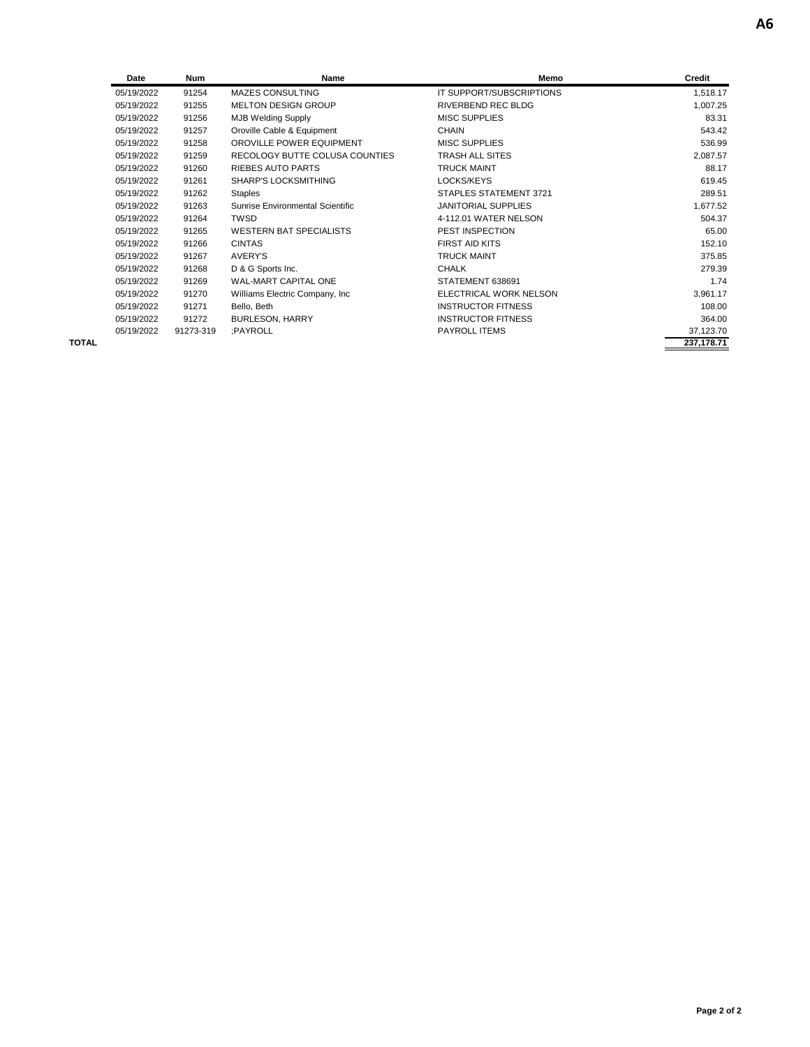A6

| | Date | Num | Name | Memo | Credit |
|---|---|---|---|---|---|
| | 05/19/2022 | 91254 | MAZES CONSULTING | IT SUPPORT/SUBSCRIPTIONS | 1,518.17 |
| | 05/19/2022 | 91255 | MELTON DESIGN GROUP | RIVERBEND REC BLDG | 1,007.25 |
| | 05/19/2022 | 91256 | MJB Welding Supply | MISC SUPPLIES | 83.31 |
| | 05/19/2022 | 91257 | Oroville Cable & Equipment | CHAIN | 543.42 |
| | 05/19/2022 | 91258 | OROVILLE POWER EQUIPMENT | MISC SUPPLIES | 536.99 |
| | 05/19/2022 | 91259 | RECOLOGY BUTTE COLUSA COUNTIES | TRASH ALL SITES | 2,087.57 |
| | 05/19/2022 | 91260 | RIEBES AUTO PARTS | TRUCK MAINT | 88.17 |
| | 05/19/2022 | 91261 | SHARP'S LOCKSMITHING | LOCKS/KEYS | 619.45 |
| | 05/19/2022 | 91262 | Staples | STAPLES STATEMENT 3721 | 289.51 |
| | 05/19/2022 | 91263 | Sunrise Environmental Scientific | JANITORIAL SUPPLIES | 1,677.52 |
| | 05/19/2022 | 91264 | TWSD | 4-112.01 WATER NELSON | 504.37 |
| | 05/19/2022 | 91265 | WESTERN BAT SPECIALISTS | PEST INSPECTION | 65.00 |
| | 05/19/2022 | 91266 | CINTAS | FIRST AID KITS | 152.10 |
| | 05/19/2022 | 91267 | AVERY'S | TRUCK MAINT | 375.85 |
| | 05/19/2022 | 91268 | D & G Sports Inc. | CHALK | 279.39 |
| | 05/19/2022 | 91269 | WAL-MART CAPITAL ONE | STATEMENT 638691 | 1.74 |
| | 05/19/2022 | 91270 | Williams Electric Company, Inc | ELECTRICAL WORK NELSON | 3,961.17 |
| | 05/19/2022 | 91271 | Bello, Beth | INSTRUCTOR FITNESS | 108.00 |
| | 05/19/2022 | 91272 | BURLESON, HARRY | INSTRUCTOR FITNESS | 364.00 |
| | 05/19/2022 | 91273-319 | ;PAYROLL | PAYROLL ITEMS | 37,123.70 |
| **TOTAL** | | | | | **237,178.71** |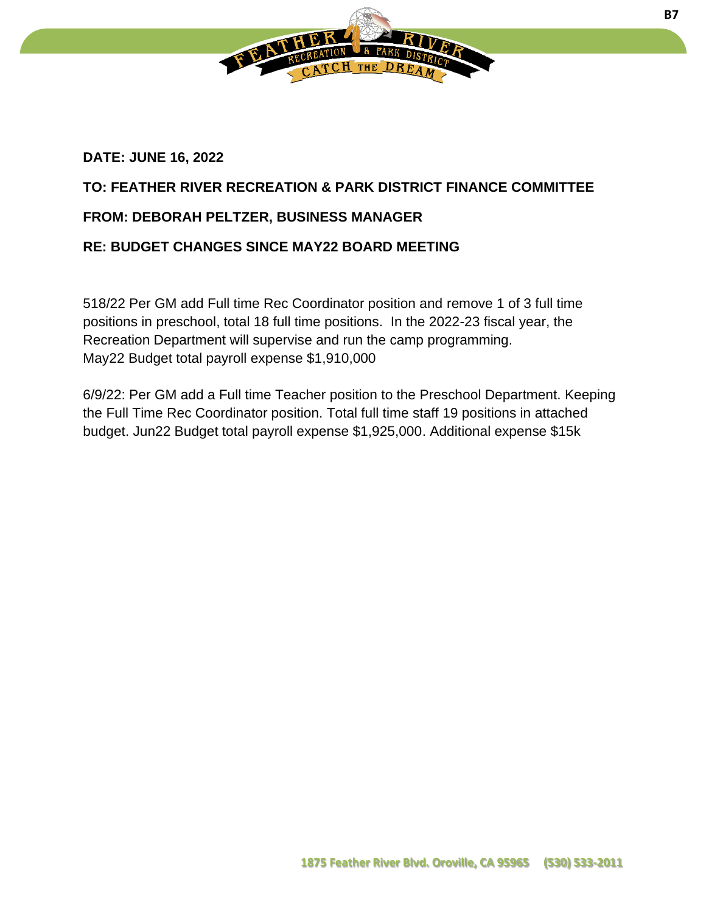**DATE: JUNE 16, 2022**

**TO: FEATHER RIVER RECREATION & PARK DISTRICT FINANCE COMMITTEE**

**FROM: DEBORAH PELTZER, BUSINESS MANAGER**

**RE: BUDGET CHANGES SINCE MAY22 BOARD MEETING**

518/22 Per GM add Full time Rec Coordinator position and remove 1 of 3 full time positions in preschool, total 18 full time positions. In the 2022-23 fiscal year, the Recreation Department will supervise and run the camp programming.
May22 Budget total payroll expense $1,910,000

6/9/22: Per GM add a Full time Teacher position to the Preschool Department. Keeping the Full Time Rec Coordinator position. Total full time staff 19 positions in attached budget. Jun22 Budget total payroll expense $1,925,000. Additional expense $15k